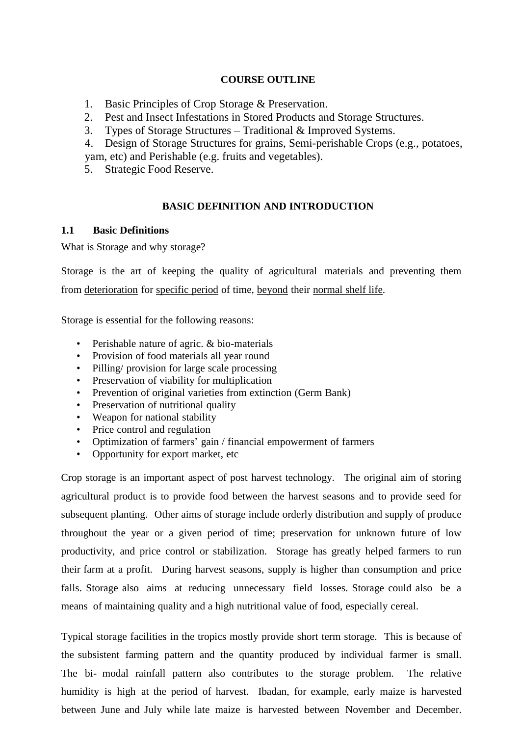## COURSE OUTLINE

1. Basic Principles of Crop Storage & Preservation.
2. Pest and Insect Infestations in Stored Products and Storage Structures.
3. Types of Storage Structures – Traditional & Improved Systems.
4. Design of Storage Structures for grains, Semi-perishable Crops (e.g., potatoes, yam, etc) and Perishable (e.g. fruits and vegetables).
5. Strategic Food Reserve.

## BASIC DEFINITION AND INTRODUCTION

### 1.1 Basic Definitions

What is Storage and why storage?

Storage is the art of keeping the quality of agricultural materials and preventing them from deterioration for specific period of time, beyond their normal shelf life.

Storage is essential for the following reasons:

- Perishable nature of agric. & bio-materials
- Provision of food materials all year round
- Pilling/ provision for large scale processing
- Preservation of viability for multiplication
- Prevention of original varieties from extinction (Germ Bank)
- Preservation of nutritional quality
- Weapon for national stability
- Price control and regulation
- Optimization of farmers' gain / financial empowerment of farmers
- Opportunity for export market, etc

Crop storage is an important aspect of post harvest technology. The original aim of storing agricultural product is to provide food between the harvest seasons and to provide seed for subsequent planting. Other aims of storage include orderly distribution and supply of produce throughout the year or a given period of time; preservation for unknown future of low productivity, and price control or stabilization. Storage has greatly helped farmers to run their farm at a profit. During harvest seasons, supply is higher than consumption and price falls. Storage also aims at reducing unnecessary field losses. Storage could also be a means of maintaining quality and a high nutritional value of food, especially cereal.

Typical storage facilities in the tropics mostly provide short term storage. This is because of the subsistent farming pattern and the quantity produced by individual farmer is small. The bi- modal rainfall pattern also contributes to the storage problem. The relative humidity is high at the period of harvest. Ibadan, for example, early maize is harvested between June and July while late maize is harvested between November and December.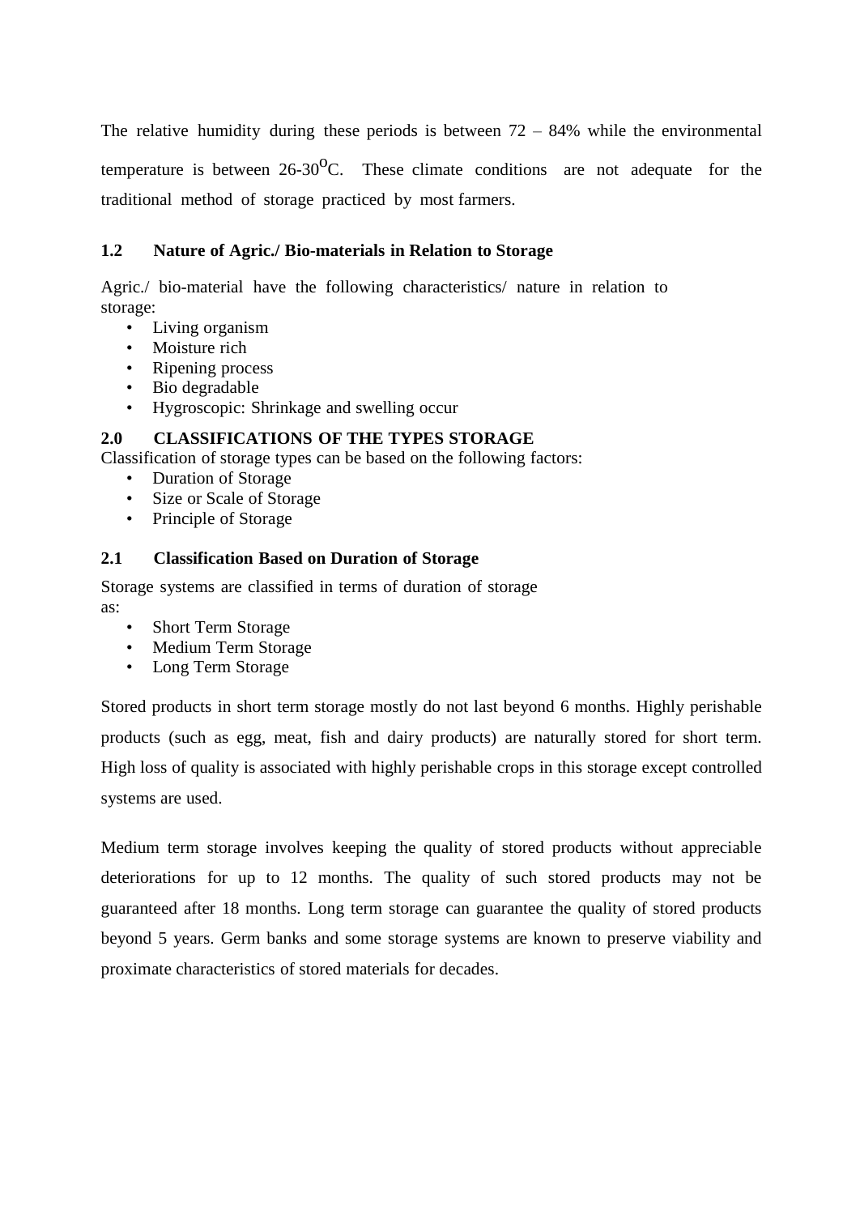The relative humidity during these periods is between 72 – 84% while the environmental temperature is between 26-30$^{O}$C. These climate conditions are not adequate for the traditional method of storage practiced by most farmers.

### 1.2 Nature of Agric./ Bio-materials in Relation to Storage

Agric./ bio-material have the following characteristics/ nature in relation to storage:

- Living organism
- Moisture rich
- Ripening process
- Bio degradable
- Hygroscopic: Shrinkage and swelling occur

## 2.0 CLASSIFICATIONS OF THE TYPES STORAGE

Classification of storage types can be based on the following factors:

- Duration of Storage
- Size or Scale of Storage
- Principle of Storage

### 2.1 Classification Based on Duration of Storage

Storage systems are classified in terms of duration of storage as:

- Short Term Storage
- Medium Term Storage
- Long Term Storage

Stored products in short term storage mostly do not last beyond 6 months. Highly perishable products (such as egg, meat, fish and dairy products) are naturally stored for short term. High loss of quality is associated with highly perishable crops in this storage except controlled systems are used.

Medium term storage involves keeping the quality of stored products without appreciable deteriorations for up to 12 months. The quality of such stored products may not be guaranteed after 18 months. Long term storage can guarantee the quality of stored products beyond 5 years. Germ banks and some storage systems are known to preserve viability and proximate characteristics of stored materials for decades.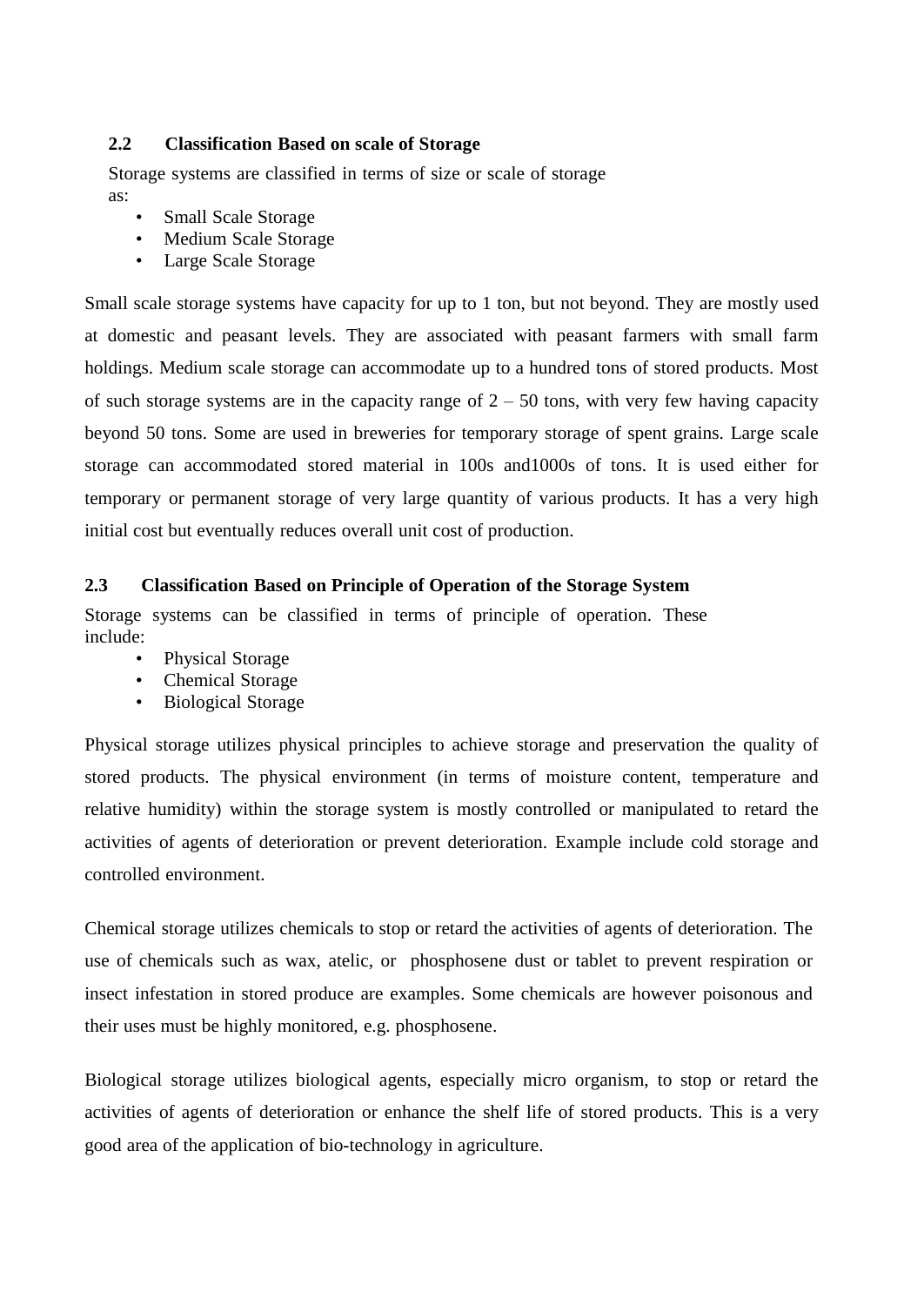### 2.2 Classification Based on scale of Storage

Storage systems are classified in terms of size or scale of storage as:

- Small Scale Storage
- Medium Scale Storage
- Large Scale Storage

Small scale storage systems have capacity for up to 1 ton, but not beyond. They are mostly used at domestic and peasant levels. They are associated with peasant farmers with small farm holdings. Medium scale storage can accommodate up to a hundred tons of stored products. Most of such storage systems are in the capacity range of 2 – 50 tons, with very few having capacity beyond 50 tons. Some are used in breweries for temporary storage of spent grains. Large scale storage can accommodated stored material in 100s and1000s of tons. It is used either for temporary or permanent storage of very large quantity of various products. It has a very high initial cost but eventually reduces overall unit cost of production.

### 2.3 Classification Based on Principle of Operation of the Storage System

Storage systems can be classified in terms of principle of operation. These include:

- Physical Storage
- Chemical Storage
- Biological Storage

Physical storage utilizes physical principles to achieve storage and preservation the quality of stored products. The physical environment (in terms of moisture content, temperature and relative humidity) within the storage system is mostly controlled or manipulated to retard the activities of agents of deterioration or prevent deterioration. Example include cold storage and controlled environment.

Chemical storage utilizes chemicals to stop or retard the activities of agents of deterioration. The use of chemicals such as wax, atelic, or phosphosene dust or tablet to prevent respiration or insect infestation in stored produce are examples. Some chemicals are however poisonous and their uses must be highly monitored, e.g. phosphosene.

Biological storage utilizes biological agents, especially micro organism, to stop or retard the activities of agents of deterioration or enhance the shelf life of stored products. This is a very good area of the application of bio-technology in agriculture.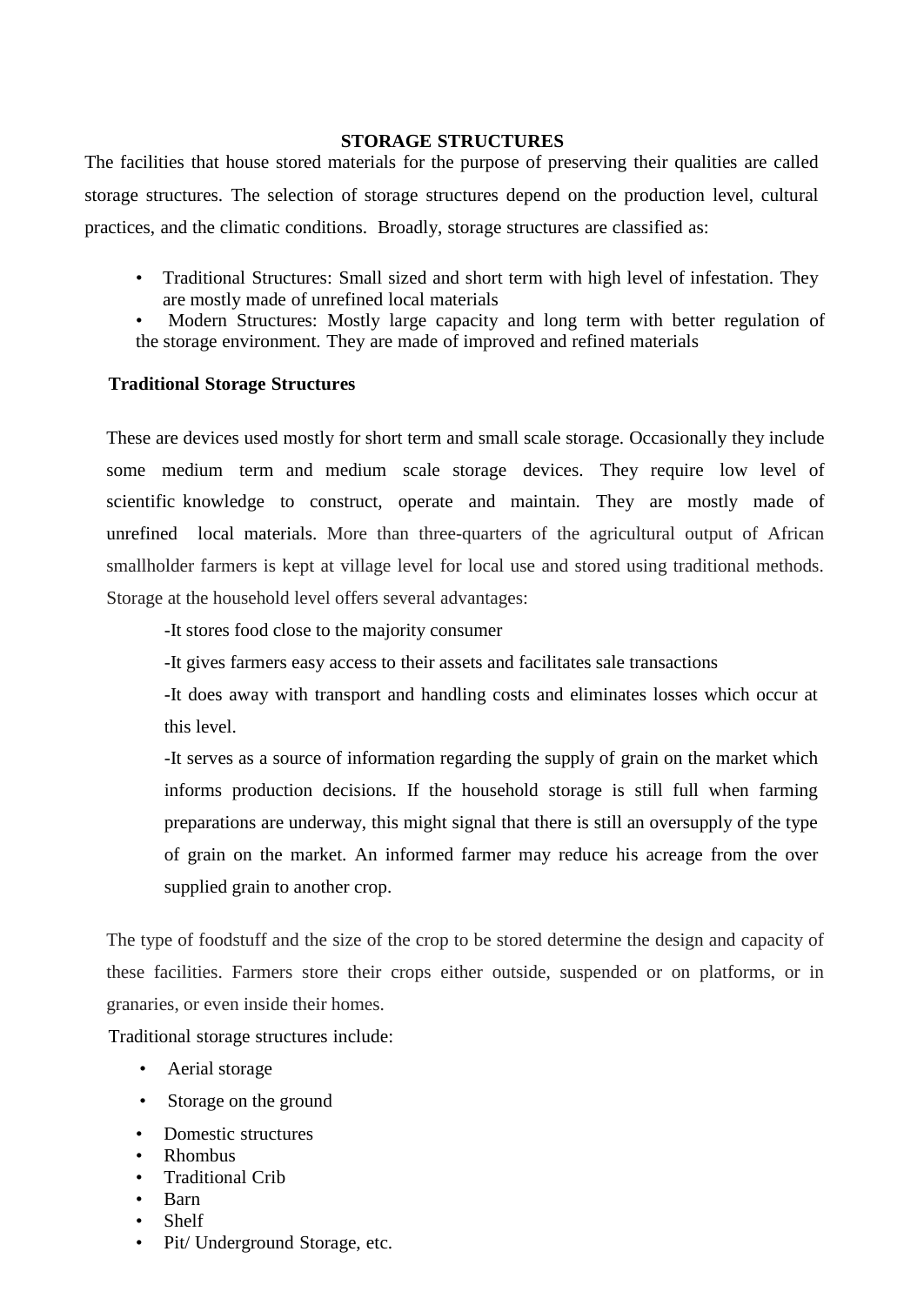# STORAGE STRUCTURES

The facilities that house stored materials for the purpose of preserving their qualities are called storage structures. The selection of storage structures depend on the production level, cultural practices, and the climatic conditions. Broadly, storage structures are classified as:

- Traditional Structures: Small sized and short term with high level of infestation. They are mostly made of unrefined local materials
- Modern Structures: Mostly large capacity and long term with better regulation of the storage environment. They are made of improved and refined materials

## Traditional Storage Structures

These are devices used mostly for short term and small scale storage. Occasionally they include some medium term and medium scale storage devices. They require low level of scientific knowledge to construct, operate and maintain. They are mostly made of unrefined local materials. More than three-quarters of the agricultural output of African smallholder farmers is kept at village level for local use and stored using traditional methods. Storage at the household level offers several advantages:

-It stores food close to the majority consumer

-It gives farmers easy access to their assets and facilitates sale transactions

-It does away with transport and handling costs and eliminates losses which occur at this level.

-It serves as a source of information regarding the supply of grain on the market which informs production decisions. If the household storage is still full when farming preparations are underway, this might signal that there is still an oversupply of the type of grain on the market. An informed farmer may reduce his acreage from the over supplied grain to another crop.

The type of foodstuff and the size of the crop to be stored determine the design and capacity of these facilities. Farmers store their crops either outside, suspended or on platforms, or in granaries, or even inside their homes.

Traditional storage structures include:

- Aerial storage
- Storage on the ground
- Domestic structures
- Rhombus
- Traditional Crib
- Barn
- Shelf
- Pit/ Underground Storage, etc.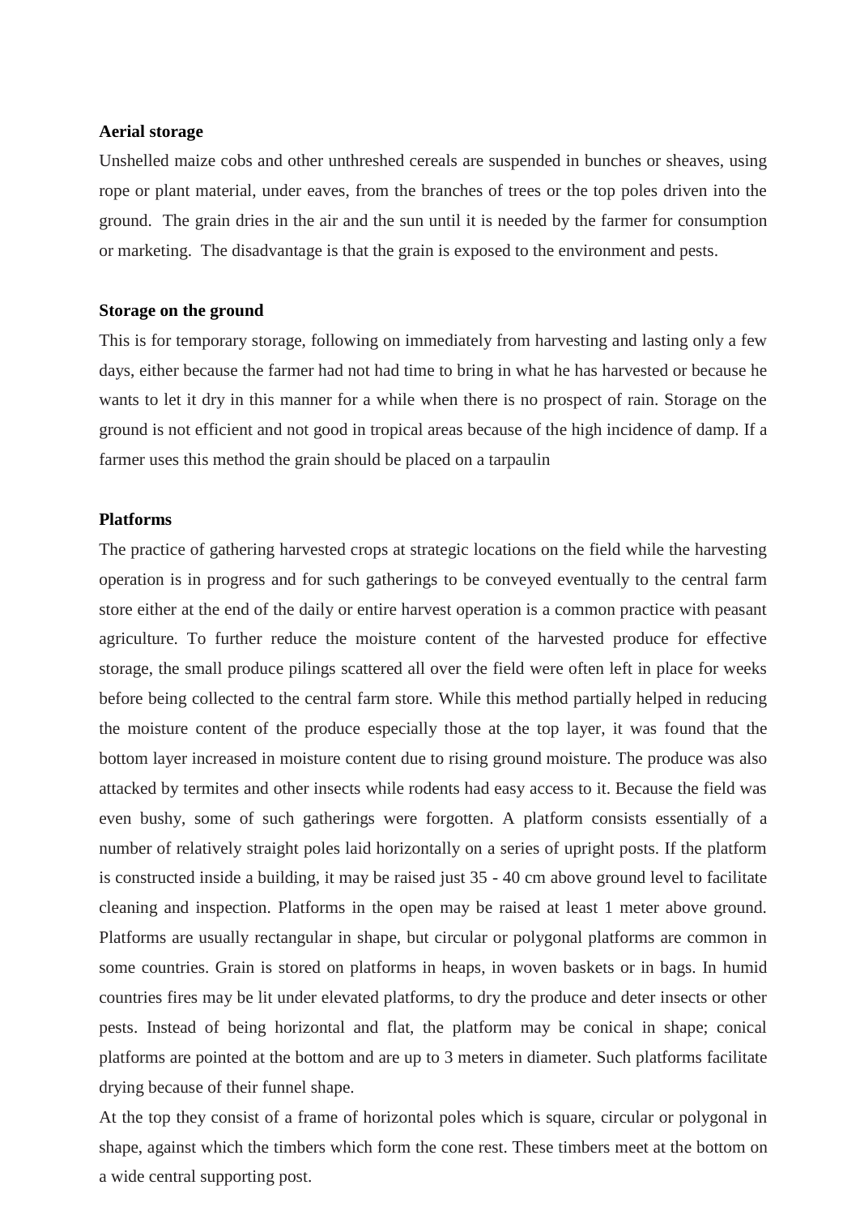**Aerial storage**

Unshelled maize cobs and other unthreshed cereals are suspended in bunches or sheaves, using rope or plant material, under eaves, from the branches of trees or the top poles driven into the ground.  The grain dries in the air and the sun until it is needed by the farmer for consumption or marketing.  The disadvantage is that the grain is exposed to the environment and pests.

**Storage on the ground**

This is for temporary storage, following on immediately from harvesting and lasting only a few days, either because the farmer had not had time to bring in what he has harvested or because he wants to let it dry in this manner for a while when there is no prospect of rain. Storage on the ground is not efficient and not good in tropical areas because of the high incidence of damp. If a farmer uses this method the grain should be placed on a tarpaulin

**Platforms**

The practice of gathering harvested crops at strategic locations on the field while the harvesting operation is in progress and for such gatherings to be conveyed eventually to the central farm store either at the end of the daily or entire harvest operation is a common practice with peasant agriculture. To further reduce the moisture content of the harvested produce for effective storage, the small produce pilings scattered all over the field were often left in place for weeks before being collected to the central farm store. While this method partially helped in reducing the moisture content of the produce especially those at the top layer, it was found that the bottom layer increased in moisture content due to rising ground moisture. The produce was also attacked by termites and other insects while rodents had easy access to it. Because the field was even bushy, some of such gatherings were forgotten. A platform consists essentially of a number of relatively straight poles laid horizontally on a series of upright posts. If the platform is constructed inside a building, it may be raised just 35 - 40 cm above ground level to facilitate cleaning and inspection. Platforms in the open may be raised at least 1 meter above ground. Platforms are usually rectangular in shape, but circular or polygonal platforms are common in some countries. Grain is stored on platforms in heaps, in woven baskets or in bags. In humid countries fires may be lit under elevated platforms, to dry the produce and deter insects or other pests. Instead of being horizontal and flat, the platform may be conical in shape; conical platforms are pointed at the bottom and are up to 3 meters in diameter. Such platforms facilitate drying because of their funnel shape.

At the top they consist of a frame of horizontal poles which is square, circular or polygonal in shape, against which the timbers which form the cone rest. These timbers meet at the bottom on a wide central supporting post.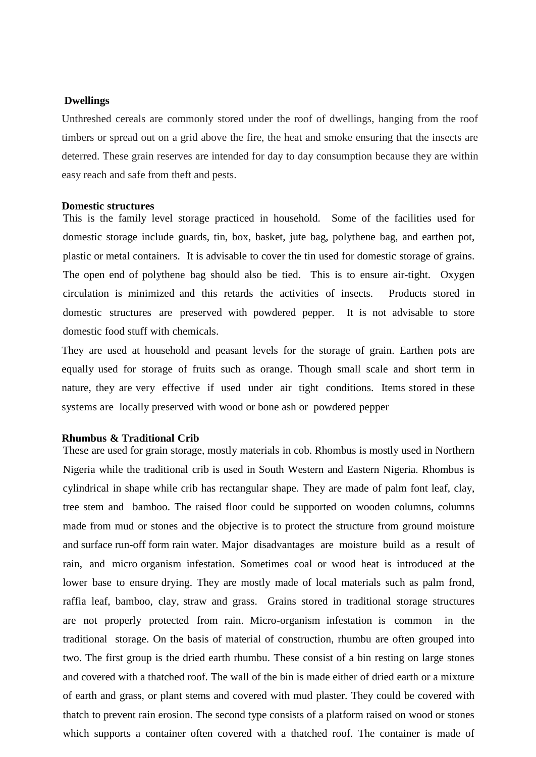**Dwellings**

Unthreshed cereals are commonly stored under the roof of dwellings, hanging from the roof timbers or spread out on a grid above the fire, the heat and smoke ensuring that the insects are deterred. These grain reserves are intended for day to day consumption because they are within easy reach and safe from theft and pests.

**Domestic structures**

This is the family level storage practiced in household. Some of the facilities used for domestic storage include guards, tin, box, basket, jute bag, polythene bag, and earthen pot, plastic or metal containers. It is advisable to cover the tin used for domestic storage of grains. The open end of polythene bag should also be tied. This is to ensure air-tight. Oxygen circulation is minimized and this retards the activities of insects. Products stored in domestic structures are preserved with powdered pepper. It is not advisable to store domestic food stuff with chemicals.

They are used at household and peasant levels for the storage of grain. Earthen pots are equally used for storage of fruits such as orange. Though small scale and short term in nature, they are very effective if used under air tight conditions. Items stored in these systems are locally preserved with wood or bone ash or powdered pepper

**Rhumbus & Traditional Crib**

These are used for grain storage, mostly materials in cob. Rhombus is mostly used in Northern Nigeria while the traditional crib is used in South Western and Eastern Nigeria. Rhombus is cylindrical in shape while crib has rectangular shape. They are made of palm font leaf, clay, tree stem and bamboo. The raised floor could be supported on wooden columns, columns made from mud or stones and the objective is to protect the structure from ground moisture and surface run-off form rain water. Major disadvantages are moisture build as a result of rain, and micro organism infestation. Sometimes coal or wood heat is introduced at the lower base to ensure drying. They are mostly made of local materials such as palm frond, raffia leaf, bamboo, clay, straw and grass. Grains stored in traditional storage structures are not properly protected from rain. Micro-organism infestation is common in the traditional storage. On the basis of material of construction, rhumbu are often grouped into two. The first group is the dried earth rhumbu. These consist of a bin resting on large stones and covered with a thatched roof. The wall of the bin is made either of dried earth or a mixture of earth and grass, or plant stems and covered with mud plaster. They could be covered with thatch to prevent rain erosion. The second type consists of a platform raised on wood or stones which supports a container often covered with a thatched roof. The container is made of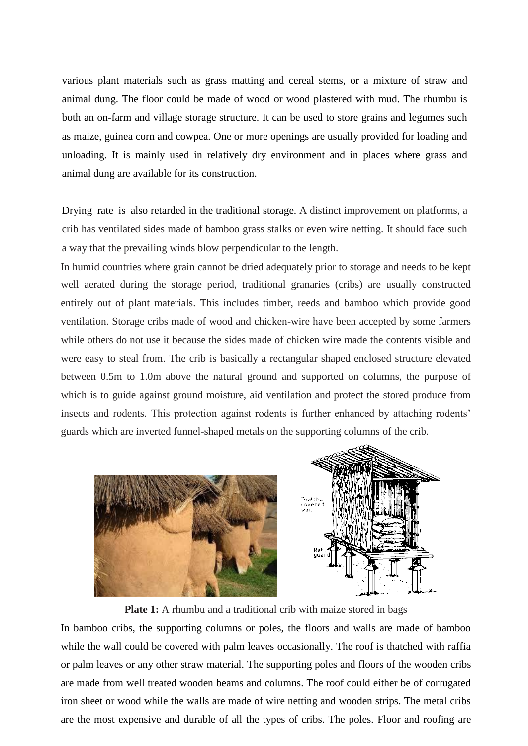various plant materials such as grass matting and cereal stems, or a mixture of straw and animal dung. The floor could be made of wood or wood plastered with mud. The rhumbu is both an on-farm and village storage structure. It can be used to store grains and legumes such as maize, guinea corn and cowpea. One or more openings are usually provided for loading and unloading. It is mainly used in relatively dry environment and in places where grass and animal dung are available for its construction.

Drying rate is also retarded in the traditional storage. A distinct improvement on platforms, a crib has ventilated sides made of bamboo grass stalks or even wire netting. It should face such a way that the prevailing winds blow perpendicular to the length.

In humid countries where grain cannot be dried adequately prior to storage and needs to be kept well aerated during the storage period, traditional granaries (cribs) are usually constructed entirely out of plant materials. This includes timber, reeds and bamboo which provide good ventilation. Storage cribs made of wood and chicken-wire have been accepted by some farmers while others do not use it because the sides made of chicken wire made the contents visible and were easy to steal from. The crib is basically a rectangular shaped enclosed structure elevated between 0.5m to 1.0m above the natural ground and supported on columns, the purpose of which is to guide against ground moisture, aid ventilation and protect the stored produce from insects and rodents. This protection against rodents is further enhanced by attaching rodents' guards which are inverted funnel-shaped metals on the supporting columns of the crib.

**Plate 1:** A rhumbu and a traditional crib with maize stored in bags

In bamboo cribs, the supporting columns or poles, the floors and walls are made of bamboo while the wall could be covered with palm leaves occasionally. The roof is thatched with raffia or palm leaves or any other straw material. The supporting poles and floors of the wooden cribs are made from well treated wooden beams and columns. The roof could either be of corrugated iron sheet or wood while the walls are made of wire netting and wooden strips. The metal cribs are the most expensive and durable of all the types of cribs. The poles. Floor and roofing are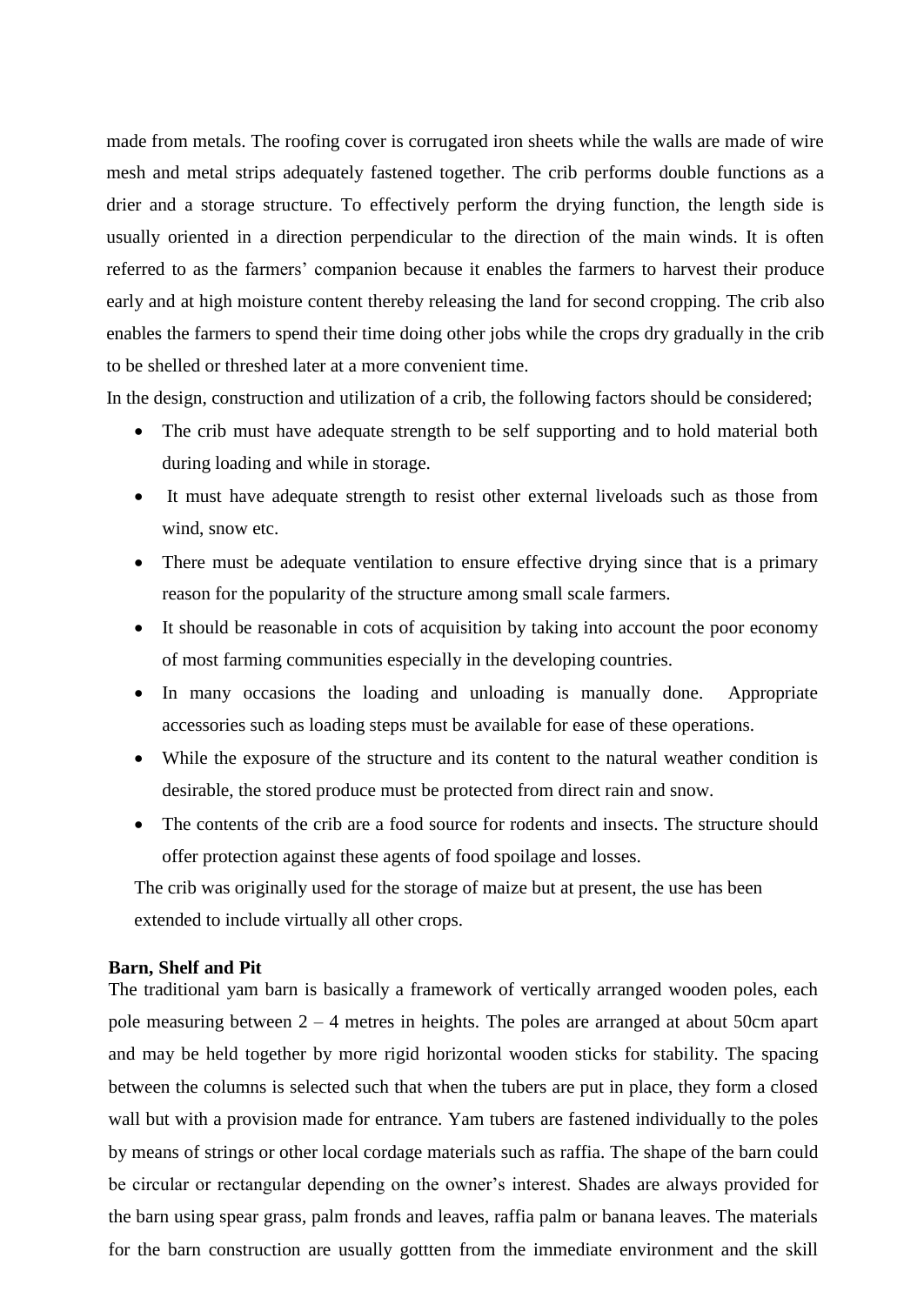made from metals. The roofing cover is corrugated iron sheets while the walls are made of wire mesh and metal strips adequately fastened together. The crib performs double functions as a drier and a storage structure. To effectively perform the drying function, the length side is usually oriented in a direction perpendicular to the direction of the main winds. It is often referred to as the farmers' companion because it enables the farmers to harvest their produce early and at high moisture content thereby releasing the land for second cropping. The crib also enables the farmers to spend their time doing other jobs while the crops dry gradually in the crib to be shelled or threshed later at a more convenient time.

In the design, construction and utilization of a crib, the following factors should be considered;

- The crib must have adequate strength to be self supporting and to hold material both during loading and while in storage.
- It must have adequate strength to resist other external liveloads such as those from wind, snow etc.
- There must be adequate ventilation to ensure effective drying since that is a primary reason for the popularity of the structure among small scale farmers.
- It should be reasonable in cots of acquisition by taking into account the poor economy of most farming communities especially in the developing countries.
- In many occasions the loading and unloading is manually done. Appropriate accessories such as loading steps must be available for ease of these operations.
- While the exposure of the structure and its content to the natural weather condition is desirable, the stored produce must be protected from direct rain and snow.
- The contents of the crib are a food source for rodents and insects. The structure should offer protection against these agents of food spoilage and losses.

The crib was originally used for the storage of maize but at present, the use has been extended to include virtually all other crops.

**Barn, Shelf and Pit**

The traditional yam barn is basically a framework of vertically arranged wooden poles, each pole measuring between 2 – 4 metres in heights. The poles are arranged at about 50cm apart and may be held together by more rigid horizontal wooden sticks for stability. The spacing between the columns is selected such that when the tubers are put in place, they form a closed wall but with a provision made for entrance. Yam tubers are fastened individually to the poles by means of strings or other local cordage materials such as raffia. The shape of the barn could be circular or rectangular depending on the owner's interest. Shades are always provided for the barn using spear grass, palm fronds and leaves, raffia palm or banana leaves. The materials for the barn construction are usually gottten from the immediate environment and the skill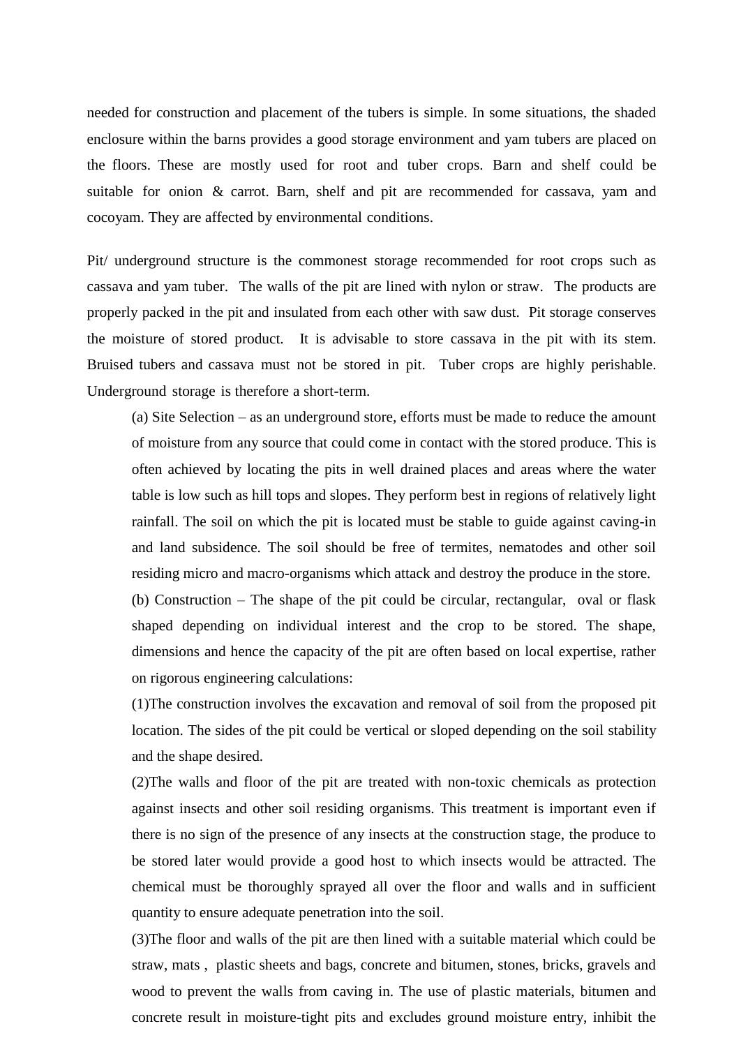needed for construction and placement of the tubers is simple. In some situations, the shaded enclosure within the barns provides a good storage environment and yam tubers are placed on the floors. These are mostly used for root and tuber crops. Barn and shelf could be suitable for onion & carrot. Barn, shelf and pit are recommended for cassava, yam and cocoyam. They are affected by environmental conditions.

Pit/ underground structure is the commonest storage recommended for root crops such as cassava and yam tuber. The walls of the pit are lined with nylon or straw. The products are properly packed in the pit and insulated from each other with saw dust. Pit storage conserves the moisture of stored product. It is advisable to store cassava in the pit with its stem. Bruised tubers and cassava must not be stored in pit. Tuber crops are highly perishable. Underground storage is therefore a short-term.

(a) Site Selection – as an underground store, efforts must be made to reduce the amount of moisture from any source that could come in contact with the stored produce. This is often achieved by locating the pits in well drained places and areas where the water table is low such as hill tops and slopes. They perform best in regions of relatively light rainfall. The soil on which the pit is located must be stable to guide against caving-in and land subsidence. The soil should be free of termites, nematodes and other soil residing micro and macro-organisms which attack and destroy the produce in the store.

(b) Construction – The shape of the pit could be circular, rectangular, oval or flask shaped depending on individual interest and the crop to be stored. The shape, dimensions and hence the capacity of the pit are often based on local expertise, rather on rigorous engineering calculations:

(1)The construction involves the excavation and removal of soil from the proposed pit location. The sides of the pit could be vertical or sloped depending on the soil stability and the shape desired.

(2)The walls and floor of the pit are treated with non-toxic chemicals as protection against insects and other soil residing organisms. This treatment is important even if there is no sign of the presence of any insects at the construction stage, the produce to be stored later would provide a good host to which insects would be attracted. The chemical must be thoroughly sprayed all over the floor and walls and in sufficient quantity to ensure adequate penetration into the soil.

(3)The floor and walls of the pit are then lined with a suitable material which could be straw, mats , plastic sheets and bags, concrete and bitumen, stones, bricks, gravels and wood to prevent the walls from caving in. The use of plastic materials, bitumen and concrete result in moisture-tight pits and excludes ground moisture entry, inhibit the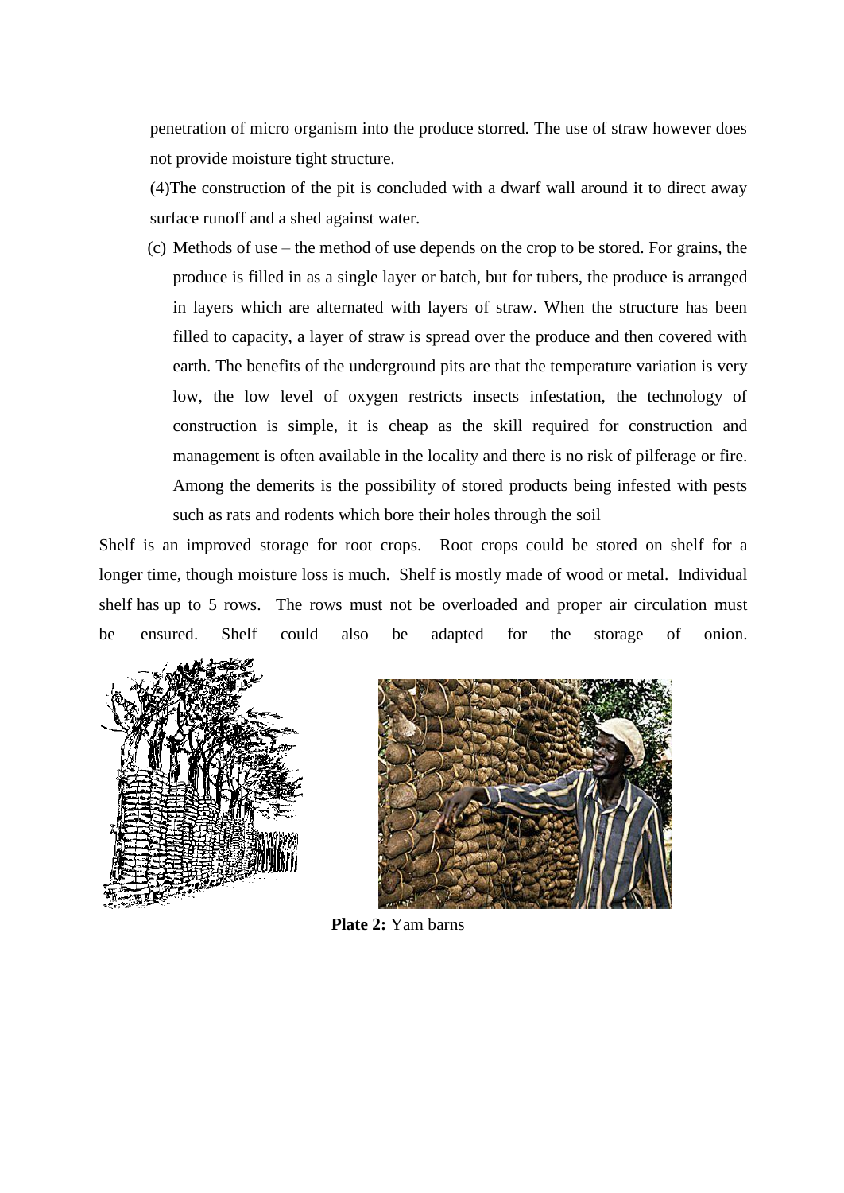penetration of micro organism into the produce storred. The use of straw however does not provide moisture tight structure.

(4)The construction of the pit is concluded with a dwarf wall around it to direct away surface runoff and a shed against water.

(c) Methods of use – the method of use depends on the crop to be stored. For grains, the produce is filled in as a single layer or batch, but for tubers, the produce is arranged in layers which are alternated with layers of straw. When the structure has been filled to capacity, a layer of straw is spread over the produce and then covered with earth. The benefits of the underground pits are that the temperature variation is very low, the low level of oxygen restricts insects infestation, the technology of construction is simple, it is cheap as the skill required for construction and management is often available in the locality and there is no risk of pilferage or fire. Among the demerits is the possibility of stored products being infested with pests such as rats and rodents which bore their holes through the soil

Shelf is an improved storage for root crops. Root crops could be stored on shelf for a longer time, though moisture loss is much. Shelf is mostly made of wood or metal. Individual shelf has up to 5 rows. The rows must not be overloaded and proper air circulation must be ensured. Shelf could also be adapted for the storage of onion.

**Plate 2:** Yam barns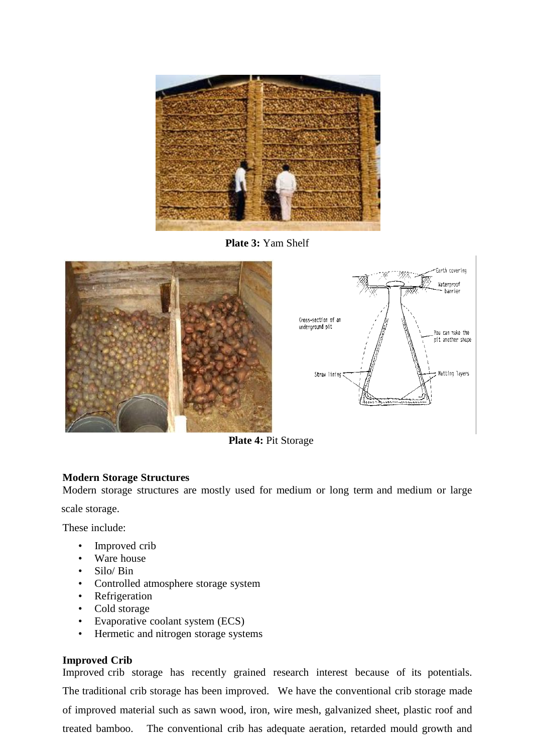**Plate 3:** Yam Shelf

**Plate 4:** Pit Storage

**Modern Storage Structures**

Modern storage structures are mostly used for medium or long term and medium or large scale storage.

These include:

- Improved crib
- Ware house
- Silo/ Bin
- Controlled atmosphere storage system
- Refrigeration
- Cold storage
- Evaporative coolant system (ECS)
- Hermetic and nitrogen storage systems

**Improved Crib**

Improved crib storage has recently grained research interest because of its potentials. The traditional crib storage has been improved. We have the conventional crib storage made of improved material such as sawn wood, iron, wire mesh, galvanized sheet, plastic roof and treated bamboo. The conventional crib has adequate aeration, retarded mould growth and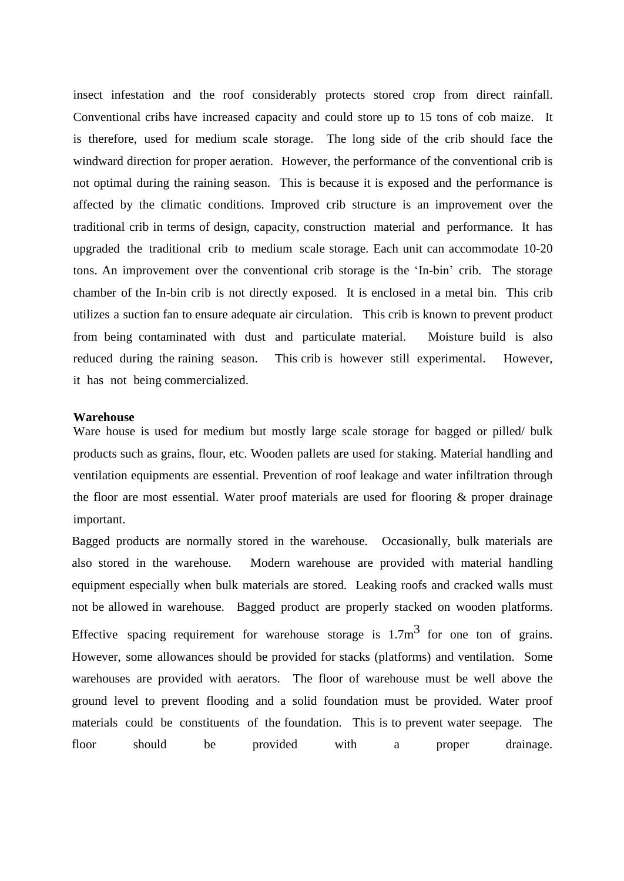insect infestation and the roof considerably protects stored crop from direct rainfall. Conventional cribs have increased capacity and could store up to 15 tons of cob maize. It is therefore, used for medium scale storage. The long side of the crib should face the windward direction for proper aeration. However, the performance of the conventional crib is not optimal during the raining season. This is because it is exposed and the performance is affected by the climatic conditions. Improved crib structure is an improvement over the traditional crib in terms of design, capacity, construction material and performance. It has upgraded the traditional crib to medium scale storage. Each unit can accommodate 10-20 tons. An improvement over the conventional crib storage is the 'In-bin' crib. The storage chamber of the In-bin crib is not directly exposed. It is enclosed in a metal bin. This crib utilizes a suction fan to ensure adequate air circulation. This crib is known to prevent product from being contaminated with dust and particulate material. Moisture build is also reduced during the raining season. This crib is however still experimental. However, it has not being commercialized.

**Warehouse**

Ware house is used for medium but mostly large scale storage for bagged or pilled/ bulk products such as grains, flour, etc. Wooden pallets are used for staking. Material handling and ventilation equipments are essential. Prevention of roof leakage and water infiltration through the floor are most essential. Water proof materials are used for flooring & proper drainage important.

Bagged products are normally stored in the warehouse. Occasionally, bulk materials are also stored in the warehouse. Modern warehouse are provided with material handling equipment especially when bulk materials are stored. Leaking roofs and cracked walls must not be allowed in warehouse. Bagged product are properly stacked on wooden platforms. Effective spacing requirement for warehouse storage is $1.7m^3$ for one ton of grains. However, some allowances should be provided for stacks (platforms) and ventilation. Some warehouses are provided with aerators. The floor of warehouse must be well above the ground level to prevent flooding and a solid foundation must be provided. Water proof materials could be constituents of the foundation. This is to prevent water seepage. The floor should be provided with a proper drainage.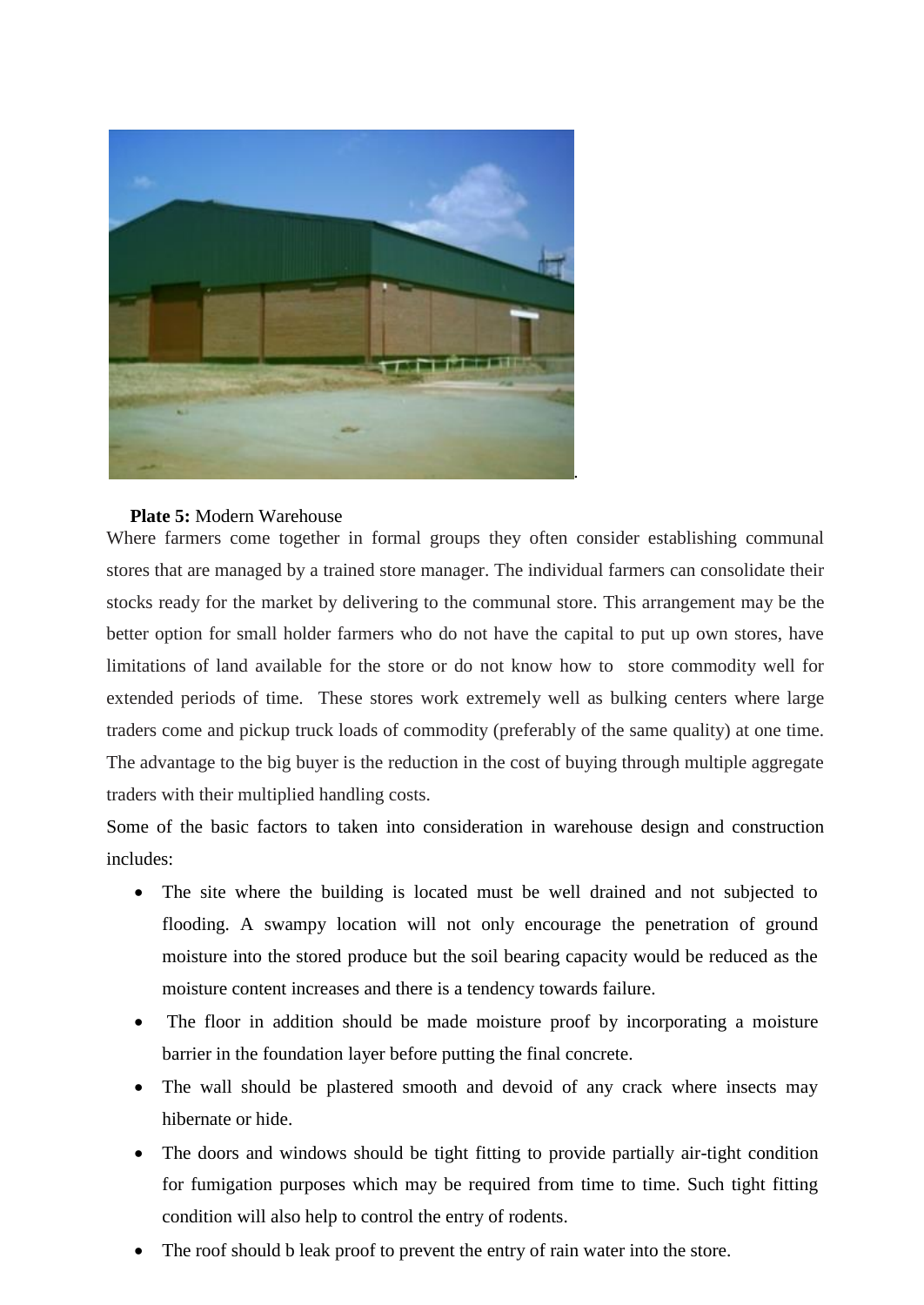**Plate 5:** Modern Warehouse

Where farmers come together in formal groups they often consider establishing communal stores that are managed by a trained store manager. The individual farmers can consolidate their stocks ready for the market by delivering to the communal store. This arrangement may be the better option for small holder farmers who do not have the capital to put up own stores, have limitations of land available for the store or do not know how to store commodity well for extended periods of time. These stores work extremely well as bulking centers where large traders come and pickup truck loads of commodity (preferably of the same quality) at one time. The advantage to the big buyer is the reduction in the cost of buying through multiple aggregate traders with their multiplied handling costs.

Some of the basic factors to taken into consideration in warehouse design and construction includes:

- The site where the building is located must be well drained and not subjected to flooding. A swampy location will not only encourage the penetration of ground moisture into the stored produce but the soil bearing capacity would be reduced as the moisture content increases and there is a tendency towards failure.
- The floor in addition should be made moisture proof by incorporating a moisture barrier in the foundation layer before putting the final concrete.
- The wall should be plastered smooth and devoid of any crack where insects may hibernate or hide.
- The doors and windows should be tight fitting to provide partially air-tight condition for fumigation purposes which may be required from time to time. Such tight fitting condition will also help to control the entry of rodents.
- The roof should b leak proof to prevent the entry of rain water into the store.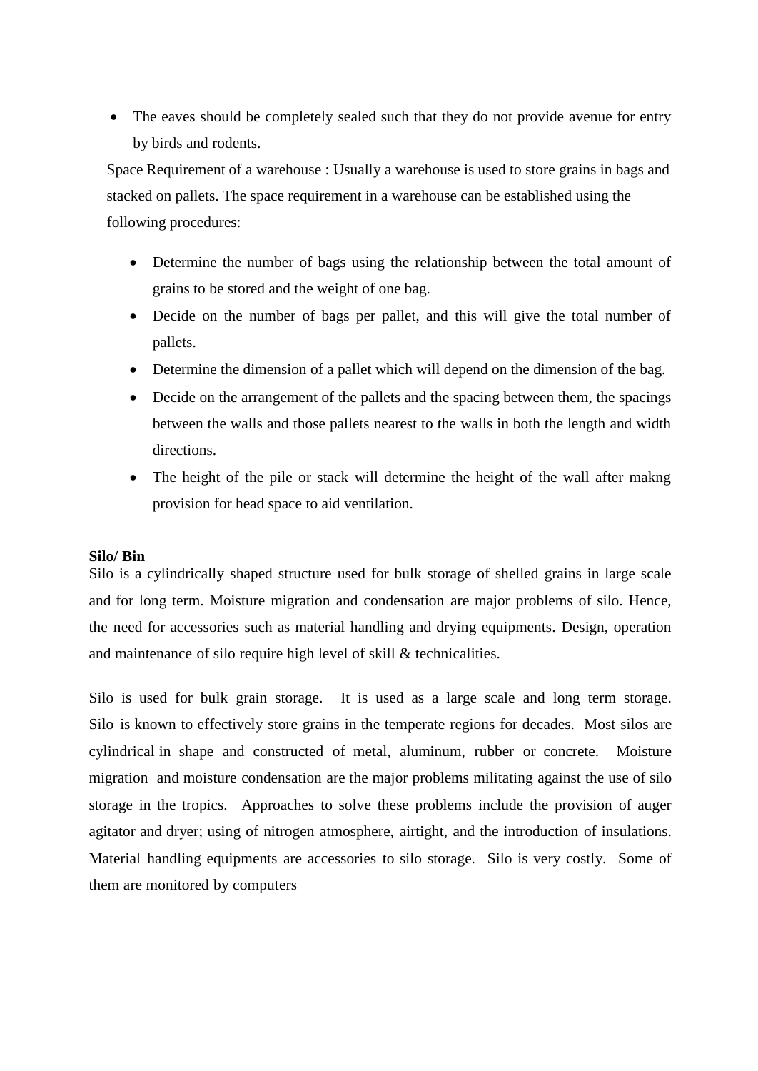- The eaves should be completely sealed such that they do not provide avenue for entry by birds and rodents.

Space Requirement of a warehouse : Usually a warehouse is used to store grains in bags and stacked on pallets. The space requirement in a warehouse can be established using the following procedures:

- Determine the number of bags using the relationship between the total amount of grains to be stored and the weight of one bag.
- Decide on the number of bags per pallet, and this will give the total number of pallets.
- Determine the dimension of a pallet which will depend on the dimension of the bag.
- Decide on the arrangement of the pallets and the spacing between them, the spacings between the walls and those pallets nearest to the walls in both the length and width directions.
- The height of the pile or stack will determine the height of the wall after makng provision for head space to aid ventilation.

**Silo/ Bin**

Silo is a cylindrically shaped structure used for bulk storage of shelled grains in large scale and for long term. Moisture migration and condensation are major problems of silo. Hence, the need for accessories such as material handling and drying equipments. Design, operation and maintenance of silo require high level of skill & technicalities.

Silo is used for bulk grain storage. It is used as a large scale and long term storage. Silo is known to effectively store grains in the temperate regions for decades. Most silos are cylindrical in shape and constructed of metal, aluminum, rubber or concrete. Moisture migration and moisture condensation are the major problems militating against the use of silo storage in the tropics. Approaches to solve these problems include the provision of auger agitator and dryer; using of nitrogen atmosphere, airtight, and the introduction of insulations. Material handling equipments are accessories to silo storage. Silo is very costly. Some of them are monitored by computers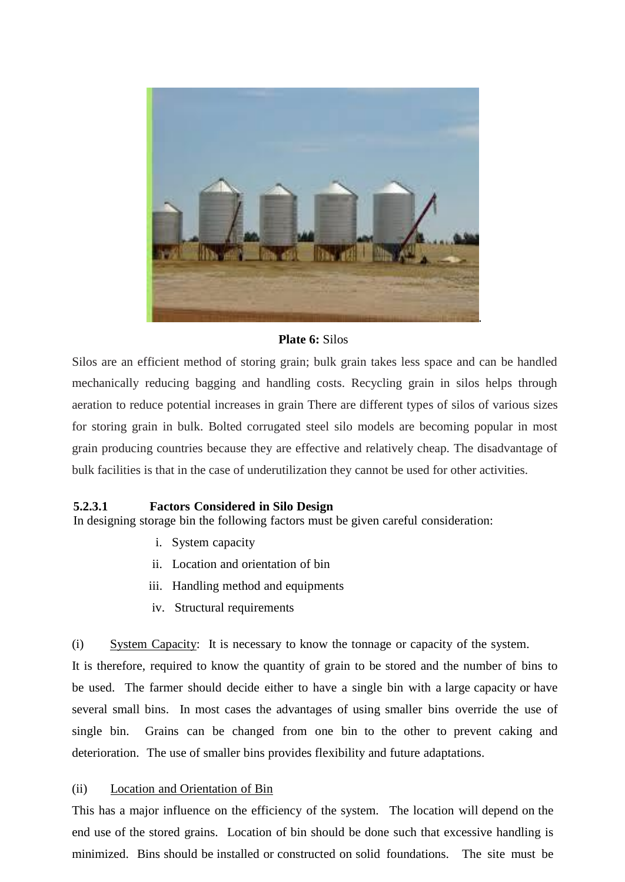**Plate 6:** Silos

Silos are an efficient method of storing grain; bulk grain takes less space and can be handled mechanically reducing bagging and handling costs. Recycling grain in silos helps through aeration to reduce potential increases in grain There are different types of silos of various sizes for storing grain in bulk. Bolted corrugated steel silo models are becoming popular in most grain producing countries because they are effective and relatively cheap. The disadvantage of bulk facilities is that in the case of underutilization they cannot be used for other activities.

#### 5.2.3.1 Factors Considered in Silo Design

In designing storage bin the following factors must be given careful consideration:

i. System capacity
ii. Location and orientation of bin
iii. Handling method and equipments
iv. Structural requirements

(i) System Capacity: It is necessary to know the tonnage or capacity of the system. It is therefore, required to know the quantity of grain to be stored and the number of bins to be used. The farmer should decide either to have a single bin with a large capacity or have several small bins. In most cases the advantages of using smaller bins override the use of single bin. Grains can be changed from one bin to the other to prevent caking and deterioration. The use of smaller bins provides flexibility and future adaptations.

(ii) Location and Orientation of Bin

This has a major influence on the efficiency of the system. The location will depend on the end use of the stored grains. Location of bin should be done such that excessive handling is minimized. Bins should be installed or constructed on solid foundations. The site must be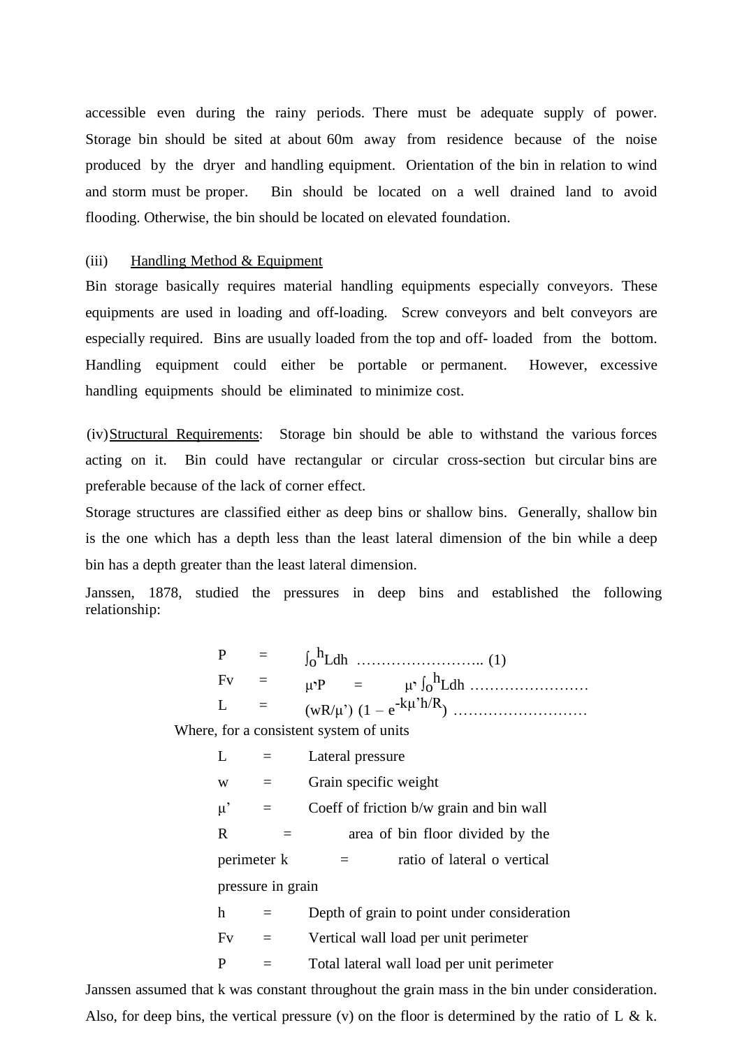accessible even during the rainy periods. There must be adequate supply of power. Storage bin should be sited at about 60m away from residence because of the noise produced by the dryer and handling equipment. Orientation of the bin in relation to wind and storm must be proper. Bin should be located on a well drained land to avoid flooding. Otherwise, the bin should be located on elevated foundation.

(iii) Handling Method & Equipment

Bin storage basically requires material handling equipments especially conveyors. These equipments are used in loading and off-loading. Screw conveyors and belt conveyors are especially required. Bins are usually loaded from the top and off- loaded from the bottom. Handling equipment could either be portable or permanent. However, excessive handling equipments should be eliminated to minimize cost.

(iv) Structural Requirements: Storage bin should be able to withstand the various forces acting on it. Bin could have rectangular or circular cross-section but circular bins are preferable because of the lack of corner effect.

Storage structures are classified either as deep bins or shallow bins. Generally, shallow bin is the one which has a depth less than the least lateral dimension of the bin while a deep bin has a depth greater than the least lateral dimension.

Janssen, 1878, studied the pressures in deep bins and established the following relationship:

$$P = \int_o^h L\,dh \quad \ldots\ldots\ldots\ldots\ldots\ldots\ldots\ldots \text{(1)}$$

$$F_v = \mu' P = \mu' \int_o^h L\,dh \quad \ldots\ldots\ldots\ldots\ldots\ldots\ldots\ldots$$

$$L = (wR/\mu')\,(1 - e^{-k\mu' h/R}) \quad \ldots\ldots\ldots\ldots\ldots\ldots\ldots\ldots$$

Where, for a consistent system of units

- $L$ = Lateral pressure
- $w$ = Grain specific weight
- $\mu'$ = Coeff of friction b/w grain and bin wall
- $R$ = area of bin floor divided by the perimeter
- $k$ = ratio of lateral o vertical pressure in grain
- $h$ = Depth of grain to point under consideration
- $F_v$ = Vertical wall load per unit perimeter
- $P$ = Total lateral wall load per unit perimeter

Janssen assumed that k was constant throughout the grain mass in the bin under consideration. Also, for deep bins, the vertical pressure (v) on the floor is determined by the ratio of L & k.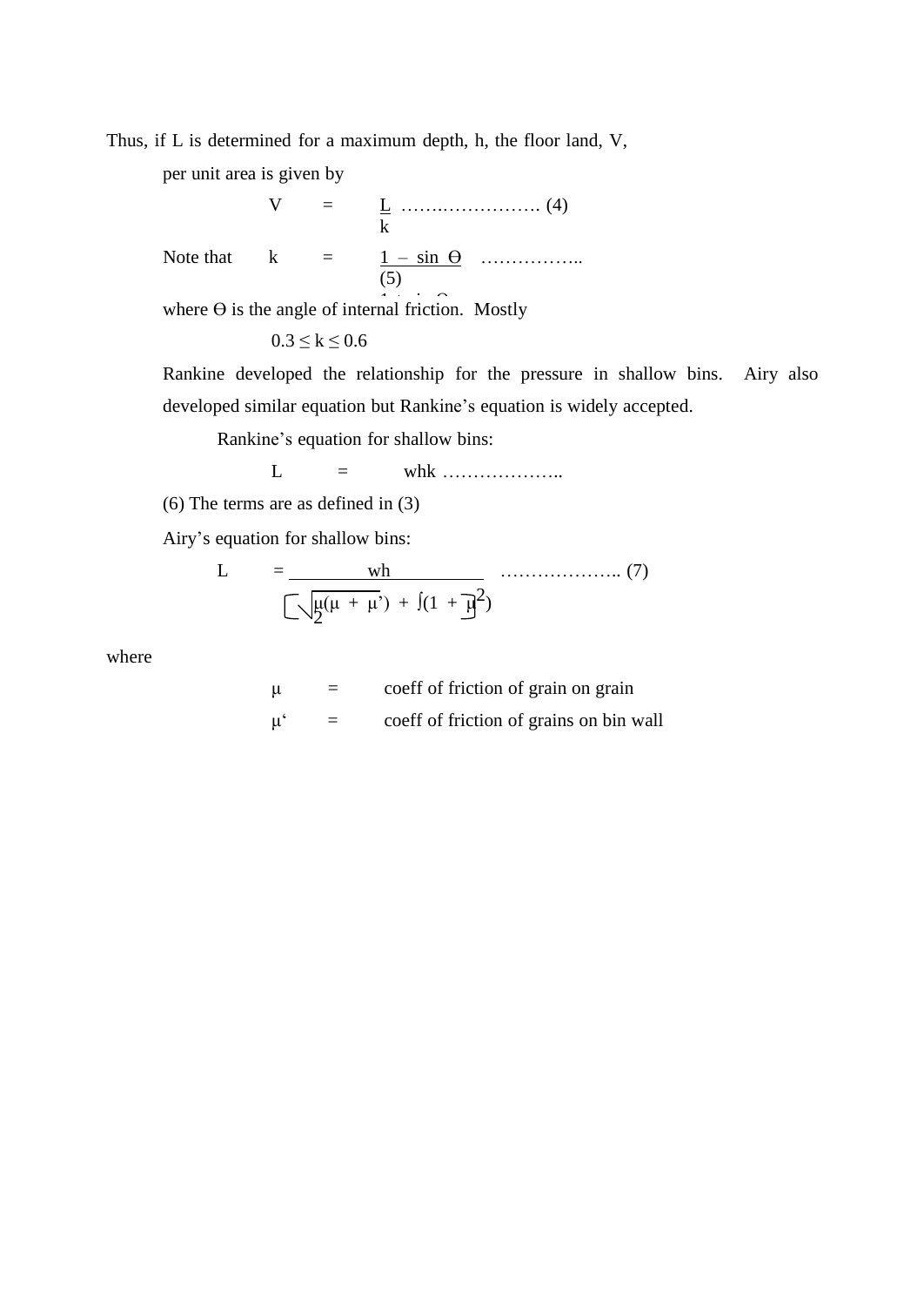Thus, if L is determined for a maximum depth, h, the floor land, V, per unit area is given by

$$V = \frac{L}{k} \quad \text{……..……………. (4)}$$

Note that

$$k = \frac{1 - \sin \Theta}{1 + \sin \Theta} \quad \text{…………….. (5)}$$

where Θ is the angle of internal friction. Mostly

$$0.3 \leq k \leq 0.6$$

Rankine developed the relationship for the pressure in shallow bins. Airy also developed similar equation but Rankine's equation is widely accepted.

Rankine's equation for shallow bins:

$$L = whk \quad \text{……………….. (6)}$$

The terms are as defined in (3)

Airy's equation for shallow bins:

$$L = \frac{wh}{\left[\sqrt{\mu(\mu + \mu')} + \sqrt{(1 + \mu^2)}\right]^2} \quad \text{……………….. (7)}$$

where

μ = coeff of friction of grain on grain

μ' = coeff of friction of grains on bin wall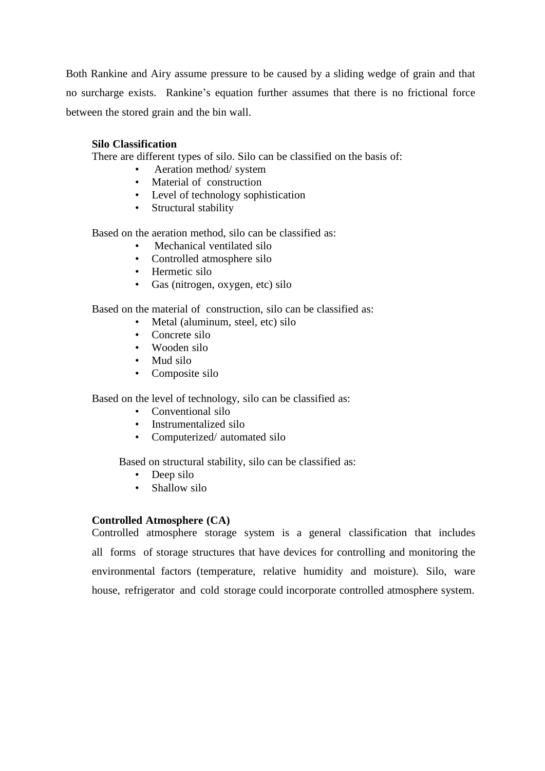Both Rankine and Airy assume pressure to be caused by a sliding wedge of grain and that no surcharge exists. Rankine's equation further assumes that there is no frictional force between the stored grain and the bin wall.

**Silo Classification**

There are different types of silo. Silo can be classified on the basis of:

- Aeration method/ system
- Material of construction
- Level of technology sophistication
- Structural stability

Based on the aeration method, silo can be classified as:

- Mechanical ventilated silo
- Controlled atmosphere silo
- Hermetic silo
- Gas (nitrogen, oxygen, etc) silo

Based on the material of construction, silo can be classified as:

- Metal (aluminum, steel, etc) silo
- Concrete silo
- Wooden silo
- Mud silo
- Composite silo

Based on the level of technology, silo can be classified as:

- Conventional silo
- Instrumentalized silo
- Computerized/ automated silo

Based on structural stability, silo can be classified as:

- Deep silo
- Shallow silo

**Controlled Atmosphere (CA)**

Controlled atmosphere storage system is a general classification that includes all forms of storage structures that have devices for controlling and monitoring the environmental factors (temperature, relative humidity and moisture). Silo, ware house, refrigerator and cold storage could incorporate controlled atmosphere system.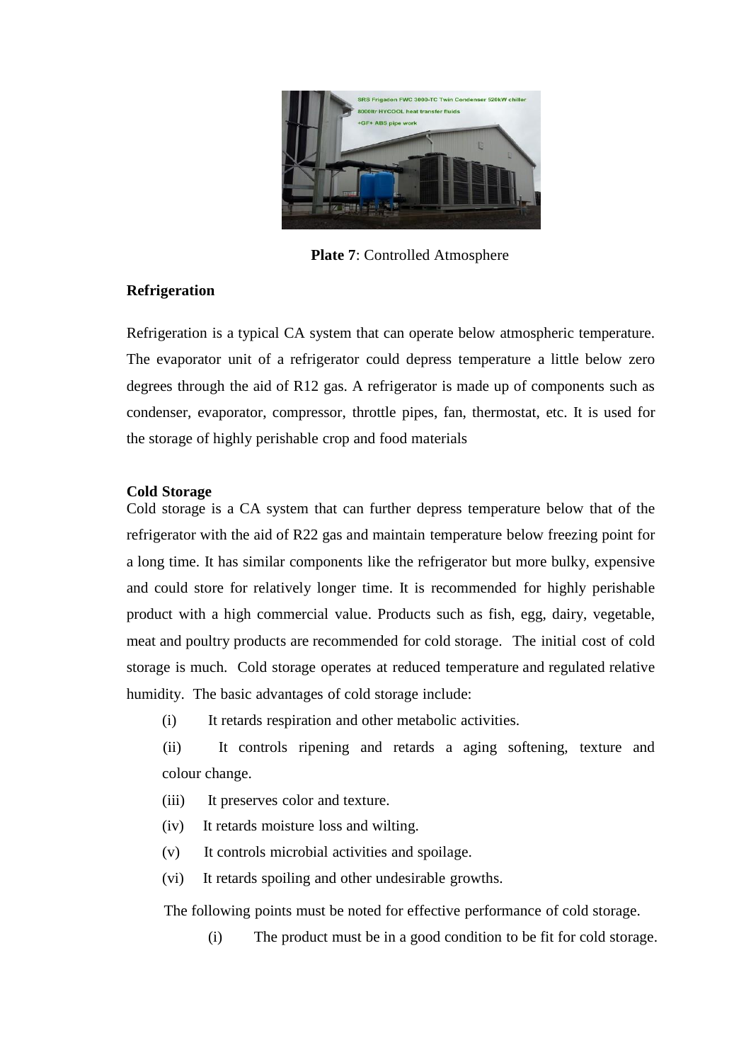**Plate 7**: Controlled Atmosphere

**Refrigeration**

Refrigeration is a typical CA system that can operate below atmospheric temperature. The evaporator unit of a refrigerator could depress temperature a little below zero degrees through the aid of R12 gas. A refrigerator is made up of components such as condenser, evaporator, compressor, throttle pipes, fan, thermostat, etc. It is used for the storage of highly perishable crop and food materials

**Cold Storage**

Cold storage is a CA system that can further depress temperature below that of the refrigerator with the aid of R22 gas and maintain temperature below freezing point for a long time. It has similar components like the refrigerator but more bulky, expensive and could store for relatively longer time. It is recommended for highly perishable product with a high commercial value. Products such as fish, egg, dairy, vegetable, meat and poultry products are recommended for cold storage. The initial cost of cold storage is much. Cold storage operates at reduced temperature and regulated relative humidity. The basic advantages of cold storage include:

(i) It retards respiration and other metabolic activities.

(ii) It controls ripening and retards a aging softening, texture and colour change.

(iii) It preserves color and texture.

(iv) It retards moisture loss and wilting.

(v) It controls microbial activities and spoilage.

(vi) It retards spoiling and other undesirable growths.

The following points must be noted for effective performance of cold storage.

(i) The product must be in a good condition to be fit for cold storage.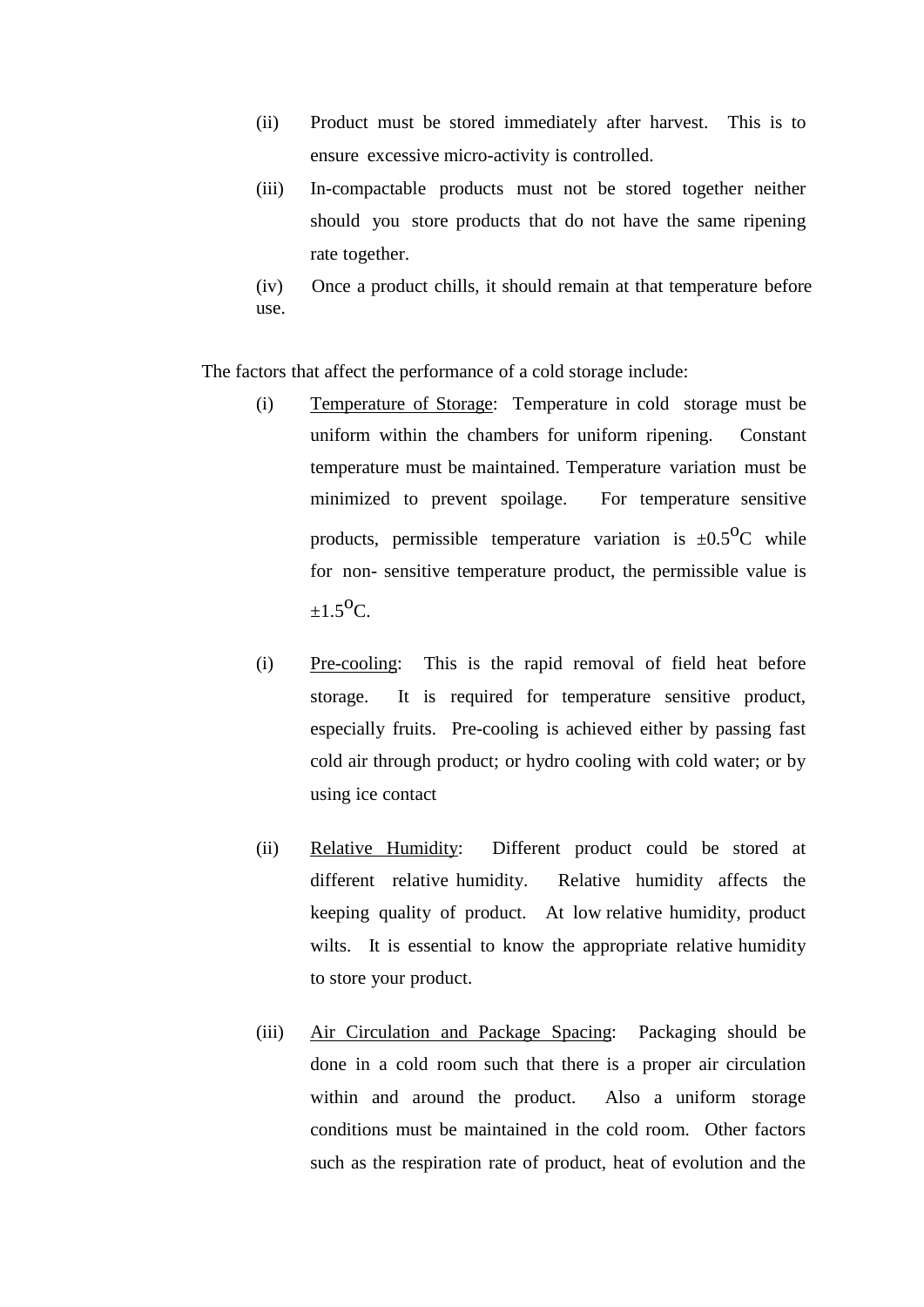(ii) Product must be stored immediately after harvest. This is to ensure excessive micro-activity is controlled.

(iii) In-compactable products must not be stored together neither should you store products that do not have the same ripening rate together.

(iv) Once a product chills, it should remain at that temperature before use.

The factors that affect the performance of a cold storage include:

(i) Temperature of Storage: Temperature in cold storage must be uniform within the chambers for uniform ripening. Constant temperature must be maintained. Temperature variation must be minimized to prevent spoilage. For temperature sensitive products, permissible temperature variation is $\pm 0.5^{o}$C while for non- sensitive temperature product, the permissible value is $\pm 1.5^{o}$C.

(i) Pre-cooling: This is the rapid removal of field heat before storage. It is required for temperature sensitive product, especially fruits. Pre-cooling is achieved either by passing fast cold air through product; or hydro cooling with cold water; or by using ice contact

(ii) Relative Humidity: Different product could be stored at different relative humidity. Relative humidity affects the keeping quality of product. At low relative humidity, product wilts. It is essential to know the appropriate relative humidity to store your product.

(iii) Air Circulation and Package Spacing: Packaging should be done in a cold room such that there is a proper air circulation within and around the product. Also a uniform storage conditions must be maintained in the cold room. Other factors such as the respiration rate of product, heat of evolution and the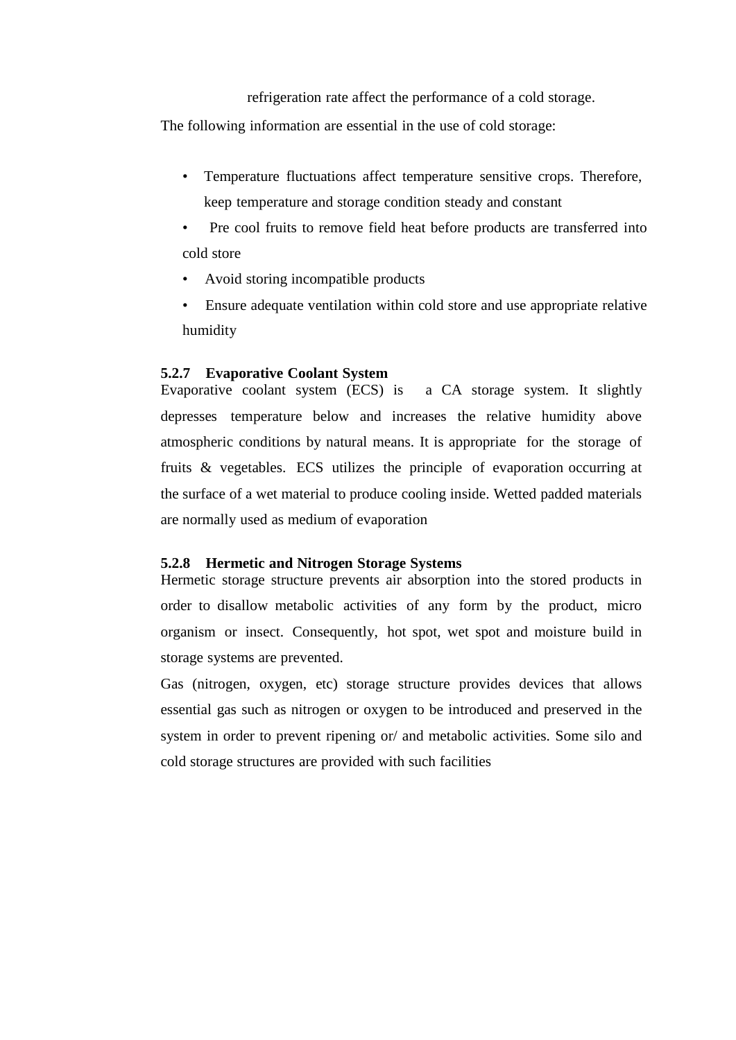refrigeration rate affect the performance of a cold storage.

The following information are essential in the use of cold storage:

- Temperature fluctuations affect temperature sensitive crops. Therefore, keep temperature and storage condition steady and constant
- Pre cool fruits to remove field heat before products are transferred into cold store
- Avoid storing incompatible products
- Ensure adequate ventilation within cold store and use appropriate relative humidity

### 5.2.7 Evaporative Coolant System

Evaporative coolant system (ECS) is a CA storage system. It slightly depresses temperature below and increases the relative humidity above atmospheric conditions by natural means. It is appropriate for the storage of fruits & vegetables. ECS utilizes the principle of evaporation occurring at the surface of a wet material to produce cooling inside. Wetted padded materials are normally used as medium of evaporation

### 5.2.8 Hermetic and Nitrogen Storage Systems

Hermetic storage structure prevents air absorption into the stored products in order to disallow metabolic activities of any form by the product, micro organism or insect. Consequently, hot spot, wet spot and moisture build in storage systems are prevented.

Gas (nitrogen, oxygen, etc) storage structure provides devices that allows essential gas such as nitrogen or oxygen to be introduced and preserved in the system in order to prevent ripening or/ and metabolic activities. Some silo and cold storage structures are provided with such facilities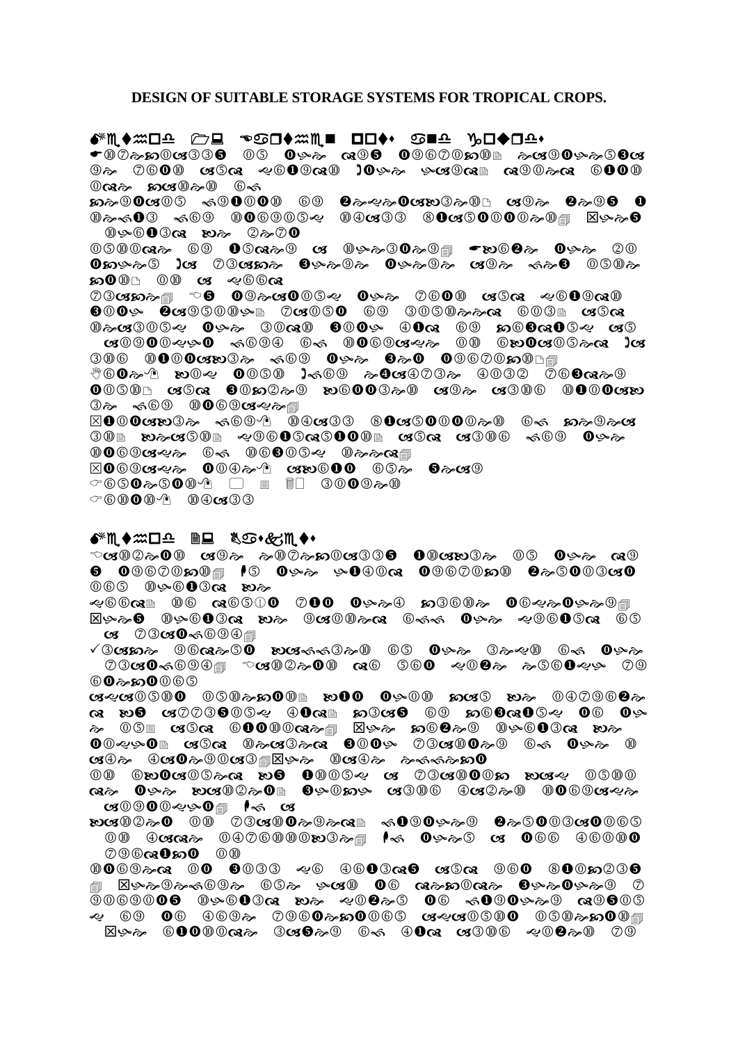# DESIGN OF SUITABLE STORAGE SYSTEMS FOR TROPICAL CROPS.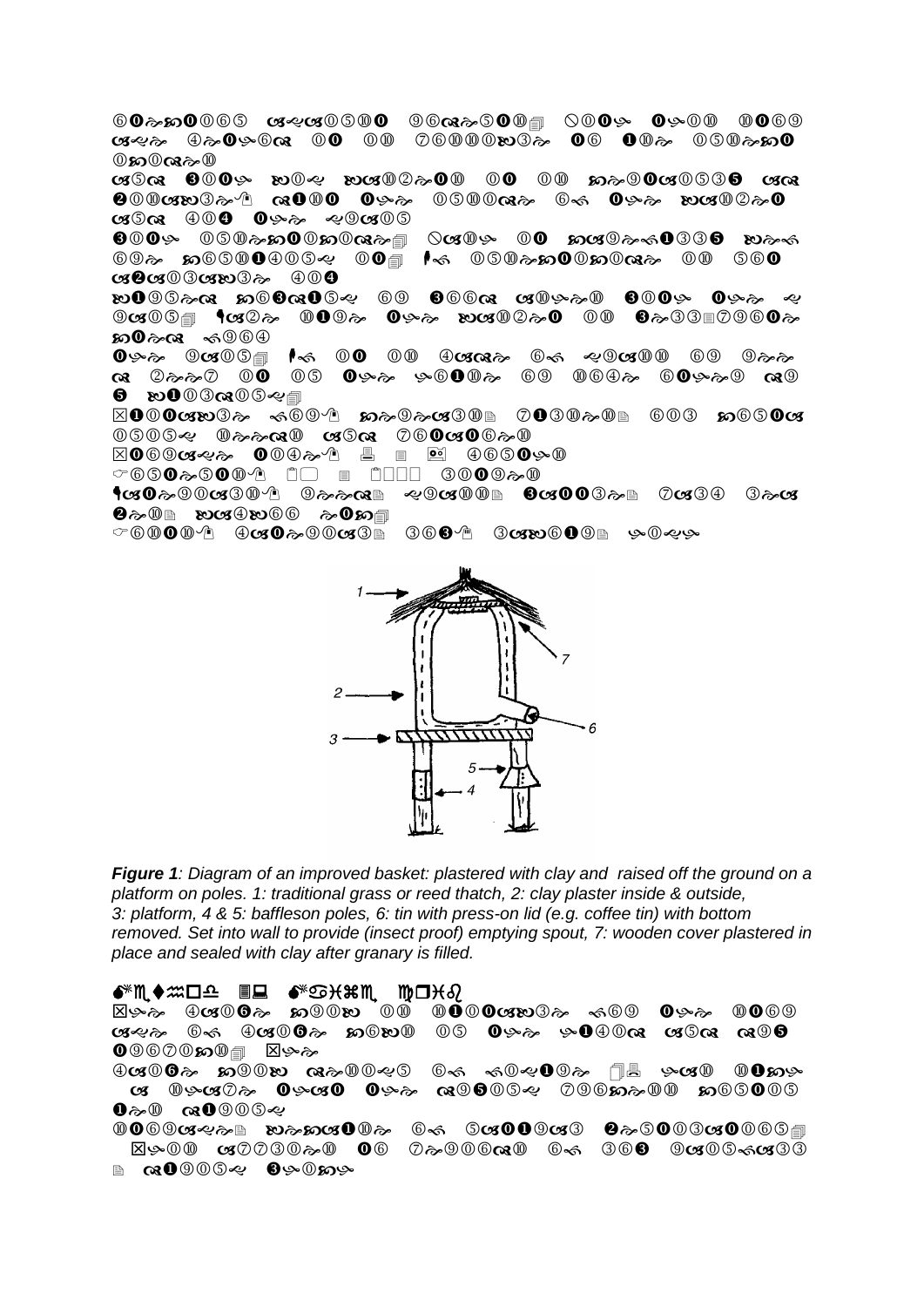***Figure 1**: Diagram of an improved basket: plastered with clay and raised off the ground on a platform on poles. 1: traditional grass or reed thatch, 2: clay plaster inside & outside, 3: platform, 4 & 5: baffleson poles, 6: tin with press-on lid (e.g. coffee tin) with bottom removed. Set into wall to provide (insect proof) emptying spout, 7: wooden cover plastered in place and sealed with clay after granary is filled.*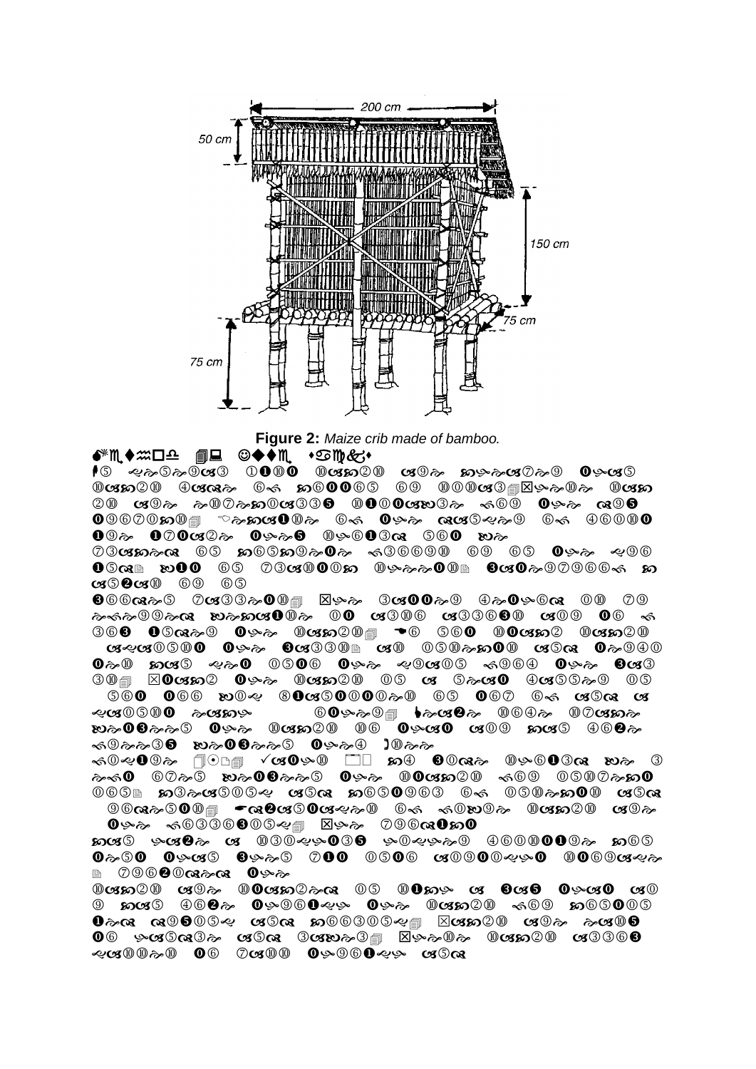**Figure 2:** *Maize crib made of bamboo.*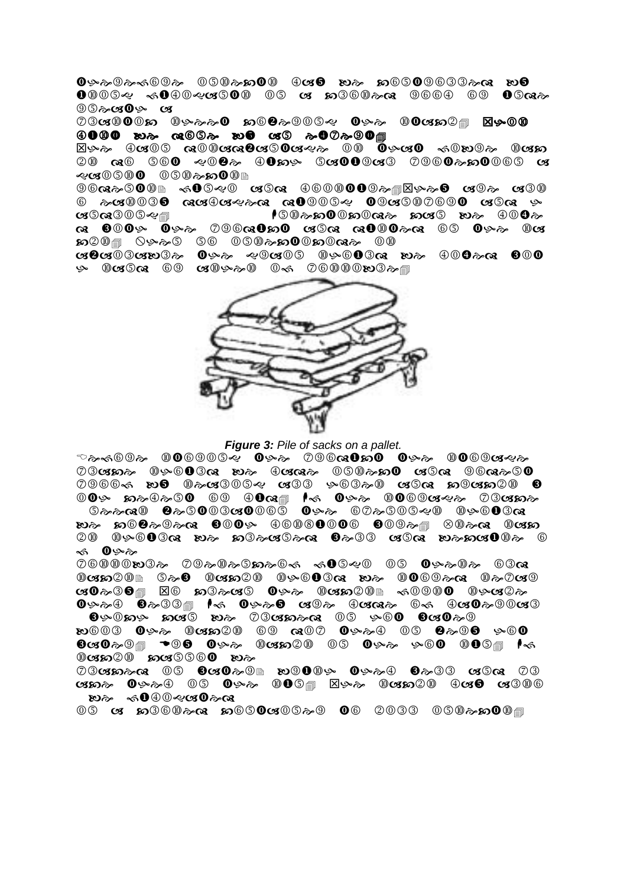*Figure 3:* Pile of sacks on a pallet.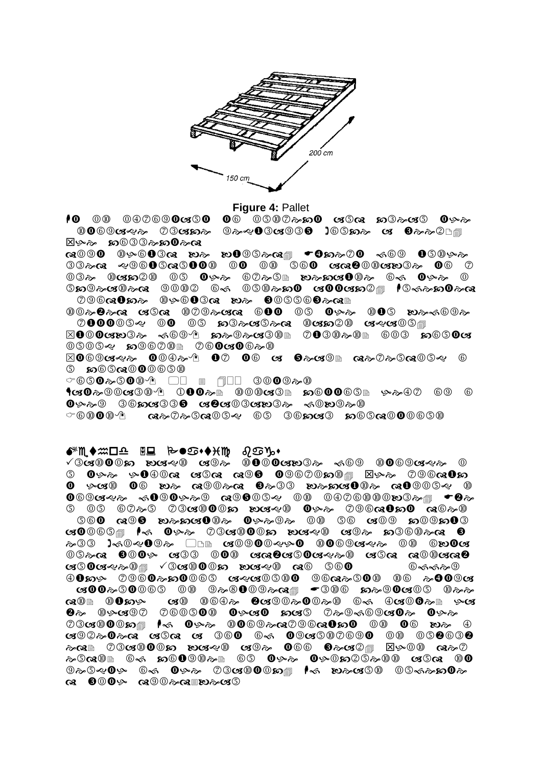**Figure 4:** Pallet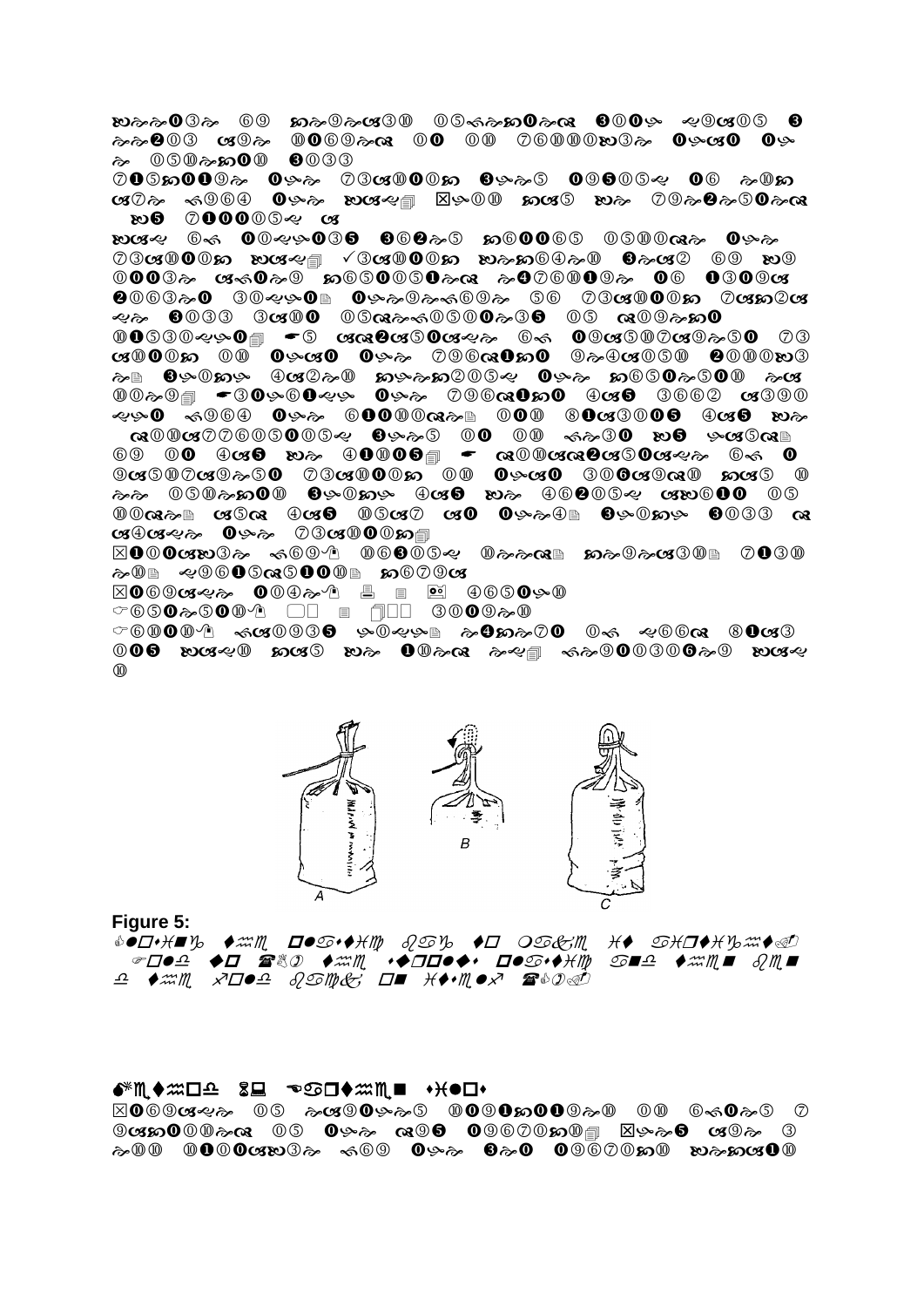**Figure 5:**